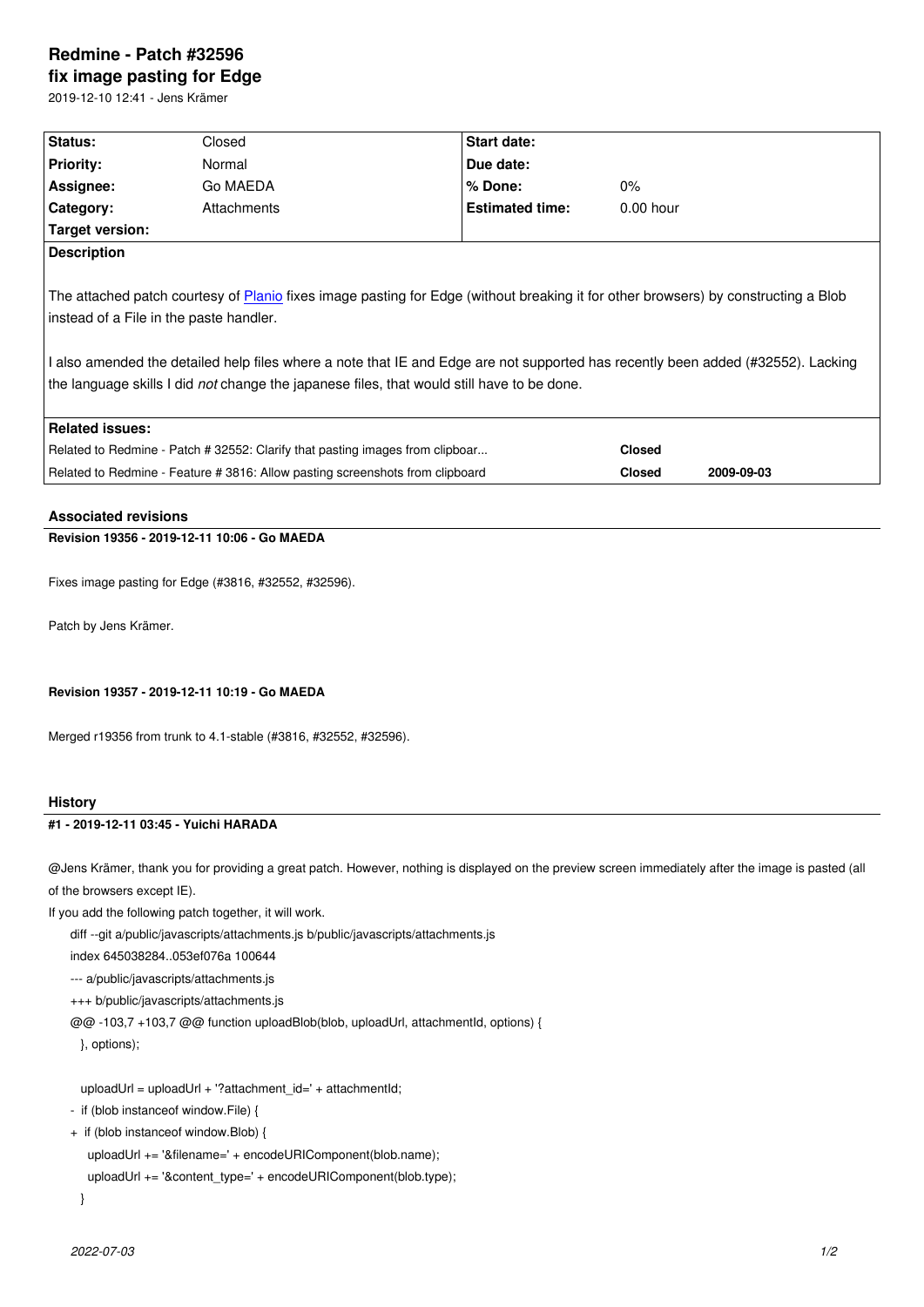# Redmine - Patch #32596

## fix image pasting for Edge

2019-12-10 12:41 - Jens Krämer

| Status: | Closed | Start date: | |
|---|---|---|---|
| Priority: | Normal | Due date: | |
| Assignee: | Go MAEDA | % Done: | 0% |
| Category: | Attachments | Estimated time: | 0.00 hour |
| Target version: | | | |

**Description**

The attached patch courtesy of [Planio](https://plan.io) fixes image pasting for Edge (without breaking it for other browsers) by constructing a Blob instead of a File in the paste handler.

I also amended the detailed help files where a note that IE and Edge are not supported has recently been added (#32552). Lacking the language skills I did *not* change the japanese files, that would still have to be done.

**Related issues:**

| | | |
|---|---|---|
| Related to Redmine - Patch # 32552: Clarify that pasting images from clipboar... | Closed | |
| Related to Redmine - Feature # 3816: Allow pasting screenshots from clipboard | Closed | 2009-09-03 |

## Associated revisions

**Revision 19356 - 2019-12-11 10:06 - Go MAEDA**

Fixes image pasting for Edge (#3816, #32552, #32596).

Patch by Jens Krämer.

**Revision 19357 - 2019-12-11 10:19 - Go MAEDA**

Merged r19356 from trunk to 4.1-stable (#3816, #32552, #32596).

## History

**#1 - 2019-12-11 03:45 - Yuichi HARADA**

@Jens Krämer, thank you for providing a great patch. However, nothing is displayed on the preview screen immediately after the image is pasted (all of the browsers except IE).

If you add the following patch together, it will work.

```
diff --git a/public/javascripts/attachments.js b/public/javascripts/attachments.js
index 645038284..053ef076a 100644
--- a/public/javascripts/attachments.js
+++ b/public/javascripts/attachments.js
@@ -103,7 +103,7 @@ function uploadBlob(blob, uploadUrl, attachmentId, options) {
   }, options);

   uploadUrl = uploadUrl + '?attachment_id=' + attachmentId;
-  if (blob instanceof window.File) {
+  if (blob instanceof window.Blob) {
     uploadUrl += '&filename=' + encodeURIComponent(blob.name);
     uploadUrl += '&content_type=' + encodeURIComponent(blob.type);
   }
```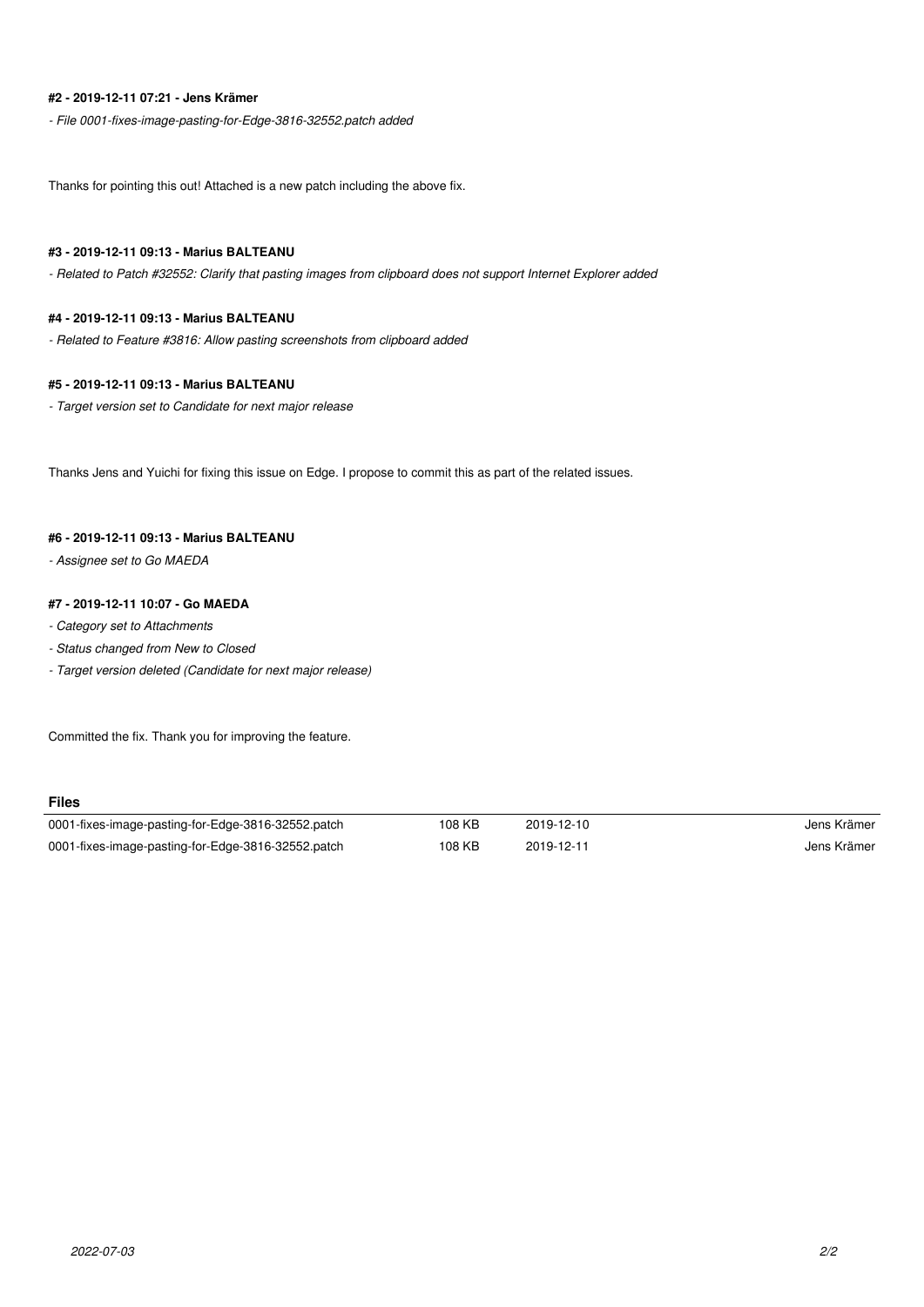#### #2 - 2019-12-11 07:21 - Jens Krämer

*- File 0001-fixes-image-pasting-for-Edge-3816-32552.patch added*

Thanks for pointing this out! Attached is a new patch including the above fix.

#### #3 - 2019-12-11 09:13 - Marius BALTEANU

*- Related to Patch #32552: Clarify that pasting images from clipboard does not support Internet Explorer added*

#### #4 - 2019-12-11 09:13 - Marius BALTEANU

*- Related to Feature #3816: Allow pasting screenshots from clipboard added*

#### #5 - 2019-12-11 09:13 - Marius BALTEANU

*- Target version set to Candidate for next major release*

Thanks Jens and Yuichi for fixing this issue on Edge. I propose to commit this as part of the related issues.

#### #6 - 2019-12-11 09:13 - Marius BALTEANU

*- Assignee set to Go MAEDA*

#### #7 - 2019-12-11 10:07 - Go MAEDA

*- Category set to Attachments*

*- Status changed from New to Closed*

*- Target version deleted (Candidate for next major release)*

Committed the fix. Thank you for improving the feature.

### Files

| | | | |
|---|---|---|---|
| 0001-fixes-image-pasting-for-Edge-3816-32552.patch | 108 KB | 2019-12-10 | Jens Krämer |
| 0001-fixes-image-pasting-for-Edge-3816-32552.patch | 108 KB | 2019-12-11 | Jens Krämer |